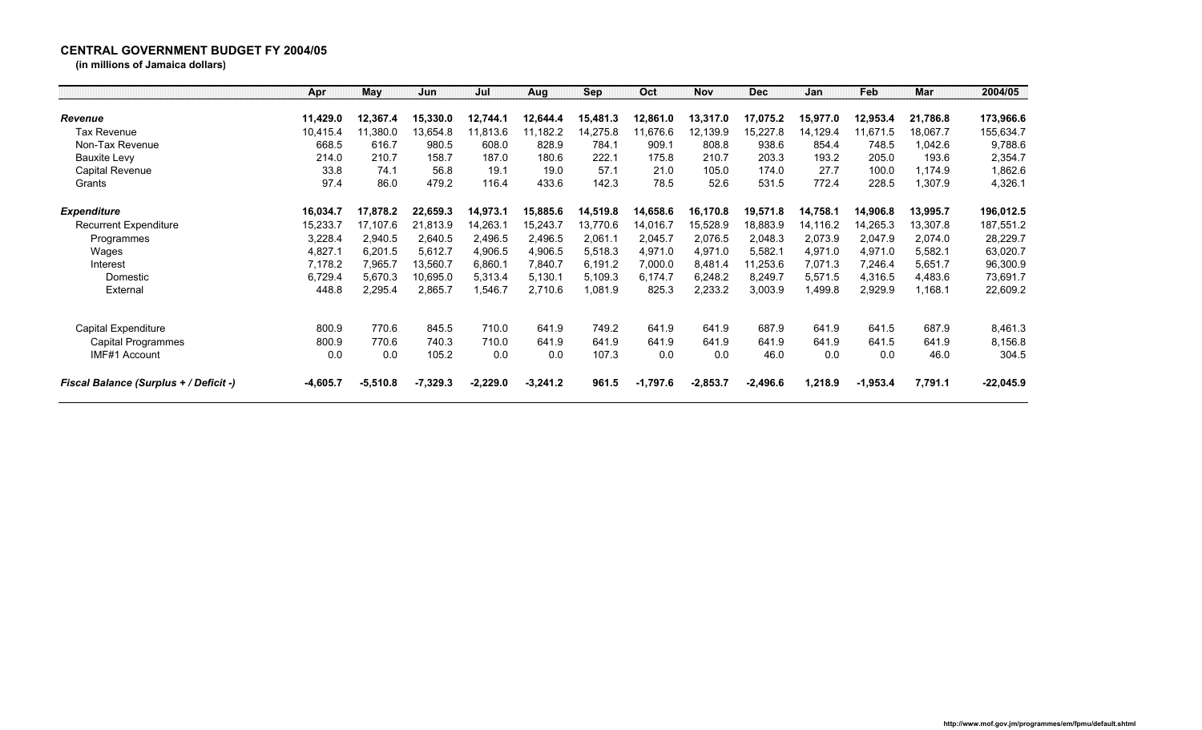## CENTRAL GOVERNMENT BUDGET FY 2004/05

**(in millions of Jamaica dollars)**

| | Apr | May | Jun | Jul | Aug | Sep | Oct | Nov | Dec | Jan | Feb | Mar | 2004/05 |
|---|---|---|---|---|---|---|---|---|---|---|---|---|---|
| ***Revenue*** | **11,429.0** | **12,367.4** | **15,330.0** | **12,744.1** | **12,644.4** | **15,481.3** | **12,861.0** | **13,317.0** | **17,075.2** | **15,977.0** | **12,953.4** | **21,786.8** | **173,966.6** |
| Tax Revenue | 10,415.4 | 11,380.0 | 13,654.8 | 11,813.6 | 11,182.2 | 14,275.8 | 11,676.6 | 12,139.9 | 15,227.8 | 14,129.4 | 11,671.5 | 18,067.7 | 155,634.7 |
| Non-Tax Revenue | 668.5 | 616.7 | 980.5 | 608.0 | 828.9 | 784.1 | 909.1 | 808.8 | 938.6 | 854.4 | 748.5 | 1,042.6 | 9,788.6 |
| Bauxite Levy | 214.0 | 210.7 | 158.7 | 187.0 | 180.6 | 222.1 | 175.8 | 210.7 | 203.3 | 193.2 | 205.0 | 193.6 | 2,354.7 |
| Capital Revenue | 33.8 | 74.1 | 56.8 | 19.1 | 19.0 | 57.1 | 21.0 | 105.0 | 174.0 | 27.7 | 100.0 | 1,174.9 | 1,862.6 |
| Grants | 97.4 | 86.0 | 479.2 | 116.4 | 433.6 | 142.3 | 78.5 | 52.6 | 531.5 | 772.4 | 228.5 | 1,307.9 | 4,326.1 |
| ***Expenditure*** | **16,034.7** | **17,878.2** | **22,659.3** | **14,973.1** | **15,885.6** | **14,519.8** | **14,658.6** | **16,170.8** | **19,571.8** | **14,758.1** | **14,906.8** | **13,995.7** | **196,012.5** |
| Recurrent Expenditure | 15,233.7 | 17,107.6 | 21,813.9 | 14,263.1 | 15,243.7 | 13,770.6 | 14,016.7 | 15,528.9 | 18,883.9 | 14,116.2 | 14,265.3 | 13,307.8 | 187,551.2 |
| Programmes | 3,228.4 | 2,940.5 | 2,640.5 | 2,496.5 | 2,496.5 | 2,061.1 | 2,045.7 | 2,076.5 | 2,048.3 | 2,073.9 | 2,047.9 | 2,074.0 | 28,229.7 |
| Wages | 4,827.1 | 6,201.5 | 5,612.7 | 4,906.5 | 4,906.5 | 5,518.3 | 4,971.0 | 4,971.0 | 5,582.1 | 4,971.0 | 4,971.0 | 5,582.1 | 63,020.7 |
| Interest | 7,178.2 | 7,965.7 | 13,560.7 | 6,860.1 | 7,840.7 | 6,191.2 | 7,000.0 | 8,481.4 | 11,253.6 | 7,071.3 | 7,246.4 | 5,651.7 | 96,300.9 |
| Domestic | 6,729.4 | 5,670.3 | 10,695.0 | 5,313.4 | 5,130.1 | 5,109.3 | 6,174.7 | 6,248.2 | 8,249.7 | 5,571.5 | 4,316.5 | 4,483.6 | 73,691.7 |
| External | 448.8 | 2,295.4 | 2,865.7 | 1,546.7 | 2,710.6 | 1,081.9 | 825.3 | 2,233.2 | 3,003.9 | 1,499.8 | 2,929.9 | 1,168.1 | 22,609.2 |
| Capital Expenditure | 800.9 | 770.6 | 845.5 | 710.0 | 641.9 | 749.2 | 641.9 | 641.9 | 687.9 | 641.9 | 641.5 | 687.9 | 8,461.3 |
| Capital Programmes | 800.9 | 770.6 | 740.3 | 710.0 | 641.9 | 641.9 | 641.9 | 641.9 | 641.9 | 641.9 | 641.5 | 641.9 | 8,156.8 |
| IMF#1 Account | 0.0 | 0.0 | 105.2 | 0.0 | 0.0 | 107.3 | 0.0 | 0.0 | 46.0 | 0.0 | 0.0 | 46.0 | 304.5 |
| ***Fiscal Balance (Surplus + / Deficit -)*** | **-4,605.7** | **-5,510.8** | **-7,329.3** | **-2,229.0** | **-3,241.2** | **961.5** | **-1,797.6** | **-2,853.7** | **-2,496.6** | **1,218.9** | **-1,953.4** | **7,791.1** | **-22,045.9** |

http://www.mof.gov.jm/programmes/em/fpmu/default.shtml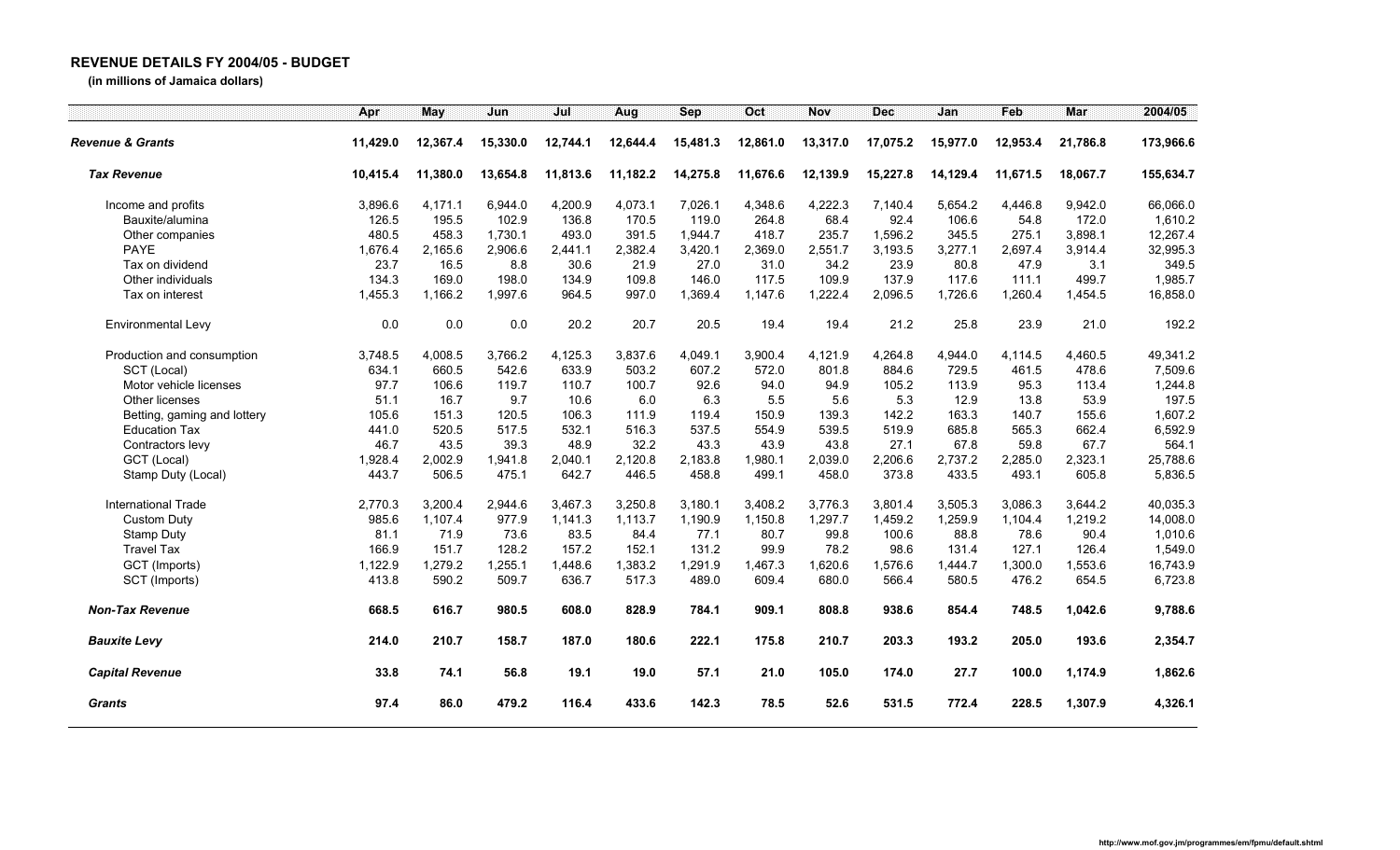# REVENUE DETAILS FY 2004/05 - BUDGET

**(in millions of Jamaica dollars)**

| | Apr | May | Jun | Jul | Aug | Sep | Oct | Nov | Dec | Jan | Feb | Mar | 2004/05 |
|---|---|---|---|---|---|---|---|---|---|---|---|---|---|
| ***Revenue & Grants*** | **11,429.0** | **12,367.4** | **15,330.0** | **12,744.1** | **12,644.4** | **15,481.3** | **12,861.0** | **13,317.0** | **17,075.2** | **15,977.0** | **12,953.4** | **21,786.8** | **173,966.6** |
| ***Tax Revenue*** | **10,415.4** | **11,380.0** | **13,654.8** | **11,813.6** | **11,182.2** | **14,275.8** | **11,676.6** | **12,139.9** | **15,227.8** | **14,129.4** | **11,671.5** | **18,067.7** | **155,634.7** |
| Income and profits | 3,896.6 | 4,171.1 | 6,944.0 | 4,200.9 | 4,073.1 | 7,026.1 | 4,348.6 | 4,222.3 | 7,140.4 | 5,654.2 | 4,446.8 | 9,942.0 | 66,066.0 |
| Bauxite/alumina | 126.5 | 195.5 | 102.9 | 136.8 | 170.5 | 119.0 | 264.8 | 68.4 | 92.4 | 106.6 | 54.8 | 172.0 | 1,610.2 |
| Other companies | 480.5 | 458.3 | 1,730.1 | 493.0 | 391.5 | 1,944.7 | 418.7 | 235.7 | 1,596.2 | 345.5 | 275.1 | 3,898.1 | 12,267.4 |
| PAYE | 1,676.4 | 2,165.6 | 2,906.6 | 2,441.1 | 2,382.4 | 3,420.1 | 2,369.0 | 2,551.7 | 3,193.5 | 3,277.1 | 2,697.4 | 3,914.4 | 32,995.3 |
| Tax on dividend | 23.7 | 16.5 | 8.8 | 30.6 | 21.9 | 27.0 | 31.0 | 34.2 | 23.9 | 80.8 | 47.9 | 3.1 | 349.5 |
| Other individuals | 134.3 | 169.0 | 198.0 | 134.9 | 109.8 | 146.0 | 117.5 | 109.9 | 137.9 | 117.6 | 111.1 | 499.7 | 1,985.7 |
| Tax on interest | 1,455.3 | 1,166.2 | 1,997.6 | 964.5 | 997.0 | 1,369.4 | 1,147.6 | 1,222.4 | 2,096.5 | 1,726.6 | 1,260.4 | 1,454.5 | 16,858.0 |
| Environmental Levy | 0.0 | 0.0 | 0.0 | 20.2 | 20.7 | 20.5 | 19.4 | 19.4 | 21.2 | 25.8 | 23.9 | 21.0 | 192.2 |
| Production and consumption | 3,748.5 | 4,008.5 | 3,766.2 | 4,125.3 | 3,837.6 | 4,049.1 | 3,900.4 | 4,121.9 | 4,264.8 | 4,944.0 | 4,114.5 | 4,460.5 | 49,341.2 |
| SCT (Local) | 634.1 | 660.5 | 542.6 | 633.9 | 503.2 | 607.2 | 572.0 | 801.8 | 884.6 | 729.5 | 461.5 | 478.6 | 7,509.6 |
| Motor vehicle licenses | 97.7 | 106.6 | 119.7 | 110.7 | 100.7 | 92.6 | 94.0 | 94.9 | 105.2 | 113.9 | 95.3 | 113.4 | 1,244.8 |
| Other licenses | 51.1 | 16.7 | 9.7 | 10.6 | 6.0 | 6.3 | 5.5 | 5.6 | 5.3 | 12.9 | 13.8 | 53.9 | 197.5 |
| Betting, gaming and lottery | 105.6 | 151.3 | 120.5 | 106.3 | 111.9 | 119.4 | 150.9 | 139.3 | 142.2 | 163.3 | 140.7 | 155.6 | 1,607.2 |
| Education Tax | 441.0 | 520.5 | 517.5 | 532.1 | 516.3 | 537.5 | 554.9 | 539.5 | 519.9 | 685.8 | 565.3 | 662.4 | 6,592.9 |
| Contractors levy | 46.7 | 43.5 | 39.3 | 48.9 | 32.2 | 43.3 | 43.9 | 43.8 | 27.1 | 67.8 | 59.8 | 67.7 | 564.1 |
| GCT (Local) | 1,928.4 | 2,002.9 | 1,941.8 | 2,040.1 | 2,120.8 | 2,183.8 | 1,980.1 | 2,039.0 | 2,206.6 | 2,737.2 | 2,285.0 | 2,323.1 | 25,788.6 |
| Stamp Duty (Local) | 443.7 | 506.5 | 475.1 | 642.7 | 446.5 | 458.8 | 499.1 | 458.0 | 373.8 | 433.5 | 493.1 | 605.8 | 5,836.5 |
| International Trade | 2,770.3 | 3,200.4 | 2,944.6 | 3,467.3 | 3,250.8 | 3,180.1 | 3,408.2 | 3,776.3 | 3,801.4 | 3,505.3 | 3,086.3 | 3,644.2 | 40,035.3 |
| Custom Duty | 985.6 | 1,107.4 | 977.9 | 1,141.3 | 1,113.7 | 1,190.9 | 1,150.8 | 1,297.7 | 1,459.2 | 1,259.9 | 1,104.4 | 1,219.2 | 14,008.0 |
| Stamp Duty | 81.1 | 71.9 | 73.6 | 83.5 | 84.4 | 77.1 | 80.7 | 99.8 | 100.6 | 88.8 | 78.6 | 90.4 | 1,010.6 |
| Travel Tax | 166.9 | 151.7 | 128.2 | 157.2 | 152.1 | 131.2 | 99.9 | 78.2 | 98.6 | 131.4 | 127.1 | 126.4 | 1,549.0 |
| GCT (Imports) | 1,122.9 | 1,279.2 | 1,255.1 | 1,448.6 | 1,383.2 | 1,291.9 | 1,467.3 | 1,620.6 | 1,576.6 | 1,444.7 | 1,300.0 | 1,553.6 | 16,743.9 |
| SCT (Imports) | 413.8 | 590.2 | 509.7 | 636.7 | 517.3 | 489.0 | 609.4 | 680.0 | 566.4 | 580.5 | 476.2 | 654.5 | 6,723.8 |
| ***Non-Tax Revenue*** | **668.5** | **616.7** | **980.5** | **608.0** | **828.9** | **784.1** | **909.1** | **808.8** | **938.6** | **854.4** | **748.5** | **1,042.6** | **9,788.6** |
| ***Bauxite Levy*** | **214.0** | **210.7** | **158.7** | **187.0** | **180.6** | **222.1** | **175.8** | **210.7** | **203.3** | **193.2** | **205.0** | **193.6** | **2,354.7** |
| ***Capital Revenue*** | **33.8** | **74.1** | **56.8** | **19.1** | **19.0** | **57.1** | **21.0** | **105.0** | **174.0** | **27.7** | **100.0** | **1,174.9** | **1,862.6** |
| ***Grants*** | **97.4** | **86.0** | **479.2** | **116.4** | **433.6** | **142.3** | **78.5** | **52.6** | **531.5** | **772.4** | **228.5** | **1,307.9** | **4,326.1** |

http://www.mof.gov.jm/programmes/em/fpmu/default.shtml